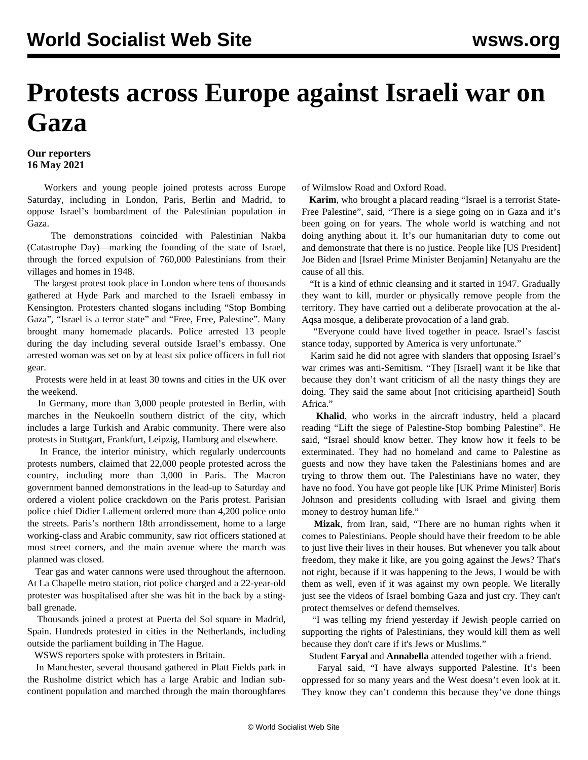# Protests across Europe against Israeli war on Gaza

**Our reporters**
**16 May 2021**

Workers and young people joined protests across Europe Saturday, including in London, Paris, Berlin and Madrid, to oppose Israel's bombardment of the Palestinian population in Gaza.

The demonstrations coincided with Palestinian Nakba (Catastrophe Day)—marking the founding of the state of Israel, through the forced expulsion of 760,000 Palestinians from their villages and homes in 1948.

The largest protest took place in London where tens of thousands gathered at Hyde Park and marched to the Israeli embassy in Kensington. Protesters chanted slogans including "Stop Bombing Gaza", "Israel is a terror state" and "Free, Free, Palestine". Many brought many homemade placards. Police arrested 13 people during the day including several outside Israel's embassy. One arrested woman was set on by at least six police officers in full riot gear.

Protests were held in at least 30 towns and cities in the UK over the weekend.

In Germany, more than 3,000 people protested in Berlin, with marches in the Neukoelln southern district of the city, which includes a large Turkish and Arabic community. There were also protests in Stuttgart, Frankfurt, Leipzig, Hamburg and elsewhere.

In France, the interior ministry, which regularly undercounts protests numbers, claimed that 22,000 people protested across the country, including more than 3,000 in Paris. The Macron government banned demonstrations in the lead-up to Saturday and ordered a violent police crackdown on the Paris protest. Parisian police chief Didier Lallement ordered more than 4,200 police onto the streets. Paris's northern 18th arrondissement, home to a large working-class and Arabic community, saw riot officers stationed at most street corners, and the main avenue where the march was planned was closed.

Tear gas and water cannons were used throughout the afternoon. At La Chapelle metro station, riot police charged and a 22-year-old protester was hospitalised after she was hit in the back by a sting-ball grenade.

Thousands joined a protest at Puerta del Sol square in Madrid, Spain. Hundreds protested in cities in the Netherlands, including outside the parliament building in The Hague.

WSWS reporters spoke with protesters in Britain.

In Manchester, several thousand gathered in Platt Fields park in the Rusholme district which has a large Arabic and Indian sub-continent population and marched through the main thoroughfares of Wilmslow Road and Oxford Road.

**Karim**, who brought a placard reading "Israel is a terrorist State-Free Palestine", said, "There is a siege going on in Gaza and it's been going on for years. The whole world is watching and not doing anything about it. It's our humanitarian duty to come out and demonstrate that there is no justice. People like [US President] Joe Biden and [Israel Prime Minister Benjamin] Netanyahu are the cause of all this.

"It is a kind of ethnic cleansing and it started in 1947. Gradually they want to kill, murder or physically remove people from the territory. They have carried out a deliberate provocation at the al-Aqsa mosque, a deliberate provocation of a land grab.

"Everyone could have lived together in peace. Israel's fascist stance today, supported by America is very unfortunate."

Karim said he did not agree with slanders that opposing Israel's war crimes was anti-Semitism. "They [Israel] want it be like that because they don't want criticism of all the nasty things they are doing. They said the same about [not criticising apartheid] South Africa."

**Khalid**, who works in the aircraft industry, held a placard reading "Lift the siege of Palestine-Stop bombing Palestine". He said, "Israel should know better. They know how it feels to be exterminated. They had no homeland and came to Palestine as guests and now they have taken the Palestinians homes and are trying to throw them out. The Palestinians have no water, they have no food. You have got people like [UK Prime Minister] Boris Johnson and presidents colluding with Israel and giving them money to destroy human life."

**Mizak**, from Iran, said, "There are no human rights when it comes to Palestinians. People should have their freedom to be able to just live their lives in their houses. But whenever you talk about freedom, they make it like, are you going against the Jews? That's not right, because if it was happening to the Jews, I would be with them as well, even if it was against my own people. We literally just see the videos of Israel bombing Gaza and just cry. They can't protect themselves or defend themselves.

"I was telling my friend yesterday if Jewish people carried on supporting the rights of Palestinians, they would kill them as well because they don't care if it's Jews or Muslims."

Student **Faryal** and **Annabella** attended together with a friend.

Faryal said, "I have always supported Palestine. It's been oppressed for so many years and the West doesn't even look at it. They know they can't condemn this because they've done things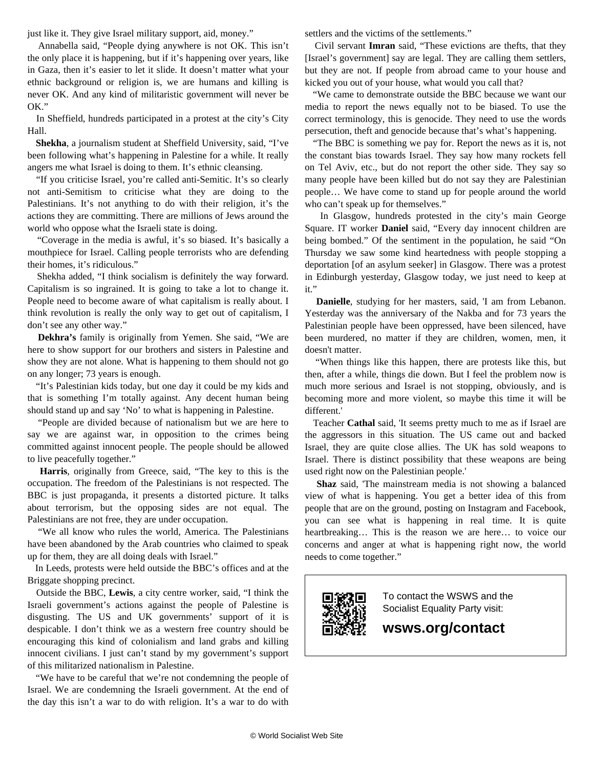just like it. They give Israel military support, aid, money."

Annabella said, "People dying anywhere is not OK. This isn't the only place it is happening, but if it's happening over years, like in Gaza, then it's easier to let it slide. It doesn't matter what your ethnic background or religion is, we are humans and killing is never OK. And any kind of militaristic government will never be OK."

In Sheffield, hundreds participated in a protest at the city's City Hall.

**Shekha**, a journalism student at Sheffield University, said, "I've been following what's happening in Palestine for a while. It really angers me what Israel is doing to them. It's ethnic cleansing.

"If you criticise Israel, you're called anti-Semitic. It's so clearly not anti-Semitism to criticise what they are doing to the Palestinians. It's not anything to do with their religion, it's the actions they are committing. There are millions of Jews around the world who oppose what the Israeli state is doing.

"Coverage in the media is awful, it's so biased. It's basically a mouthpiece for Israel. Calling people terrorists who are defending their homes, it's ridiculous."

Shekha added, "I think socialism is definitely the way forward. Capitalism is so ingrained. It is going to take a lot to change it. People need to become aware of what capitalism is really about. I think revolution is really the only way to get out of capitalism, I don't see any other way."

**Dekhra's** family is originally from Yemen. She said, "We are here to show support for our brothers and sisters in Palestine and show they are not alone. What is happening to them should not go on any longer; 73 years is enough.

"It's Palestinian kids today, but one day it could be my kids and that is something I'm totally against. Any decent human being should stand up and say 'No' to what is happening in Palestine.

"People are divided because of nationalism but we are here to say we are against war, in opposition to the crimes being committed against innocent people. The people should be allowed to live peacefully together."

**Harris**, originally from Greece, said, "The key to this is the occupation. The freedom of the Palestinians is not respected. The BBC is just propaganda, it presents a distorted picture. It talks about terrorism, but the opposing sides are not equal. The Palestinians are not free, they are under occupation.

"We all know who rules the world, America. The Palestinians have been abandoned by the Arab countries who claimed to speak up for them, they are all doing deals with Israel."

In Leeds, protests were held outside the BBC's offices and at the Briggate shopping precinct.

Outside the BBC, **Lewis**, a city centre worker, said, "I think the Israeli government's actions against the people of Palestine is disgusting. The US and UK governments' support of it is despicable. I don't think we as a western free country should be encouraging this kind of colonialism and land grabs and killing innocent civilians. I just can't stand by my government's support of this militarized nationalism in Palestine.

"We have to be careful that we're not condemning the people of Israel. We are condemning the Israeli government. At the end of the day this isn't a war to do with religion. It's a war to do with settlers and the victims of the settlements."

Civil servant **Imran** said, "These evictions are thefts, that they [Israel's government] say are legal. They are calling them settlers, but they are not. If people from abroad came to your house and kicked you out of your house, what would you call that?

"We came to demonstrate outside the BBC because we want our media to report the news equally not to be biased. To use the correct terminology, this is genocide. They need to use the words persecution, theft and genocide because that's what's happening.

"The BBC is something we pay for. Report the news as it is, not the constant bias towards Israel. They say how many rockets fell on Tel Aviv, etc., but do not report the other side. They say so many people have been killed but do not say they are Palestinian people… We have come to stand up for people around the world who can't speak up for themselves."

In Glasgow, hundreds protested in the city's main George Square. IT worker **Daniel** said, "Every day innocent children are being bombed." Of the sentiment in the population, he said "On Thursday we saw some kind heartedness with people stopping a deportation [of an asylum seeker] in Glasgow. There was a protest in Edinburgh yesterday, Glasgow today, we just need to keep at it."

**Danielle**, studying for her masters, said, 'I am from Lebanon. Yesterday was the anniversary of the Nakba and for 73 years the Palestinian people have been oppressed, have been silenced, have been murdered, no matter if they are children, women, men, it doesn't matter.

"When things like this happen, there are protests like this, but then, after a while, things die down. But I feel the problem now is much more serious and Israel is not stopping, obviously, and is becoming more and more violent, so maybe this time it will be different.'

Teacher **Cathal** said, 'It seems pretty much to me as if Israel are the aggressors in this situation. The US came out and backed Israel, they are quite close allies. The UK has sold weapons to Israel. There is distinct possibility that these weapons are being used right now on the Palestinian people.'

**Shaz** said, 'The mainstream media is not showing a balanced view of what is happening. You get a better idea of this from people that are on the ground, posting on Instagram and Facebook, you can see what is happening in real time. It is quite heartbreaking… This is the reason we are here… to voice our concerns and anger at what is happening right now, the world needs to come together."

To contact the WSWS and the Socialist Equality Party visit:

**wsws.org/contact**